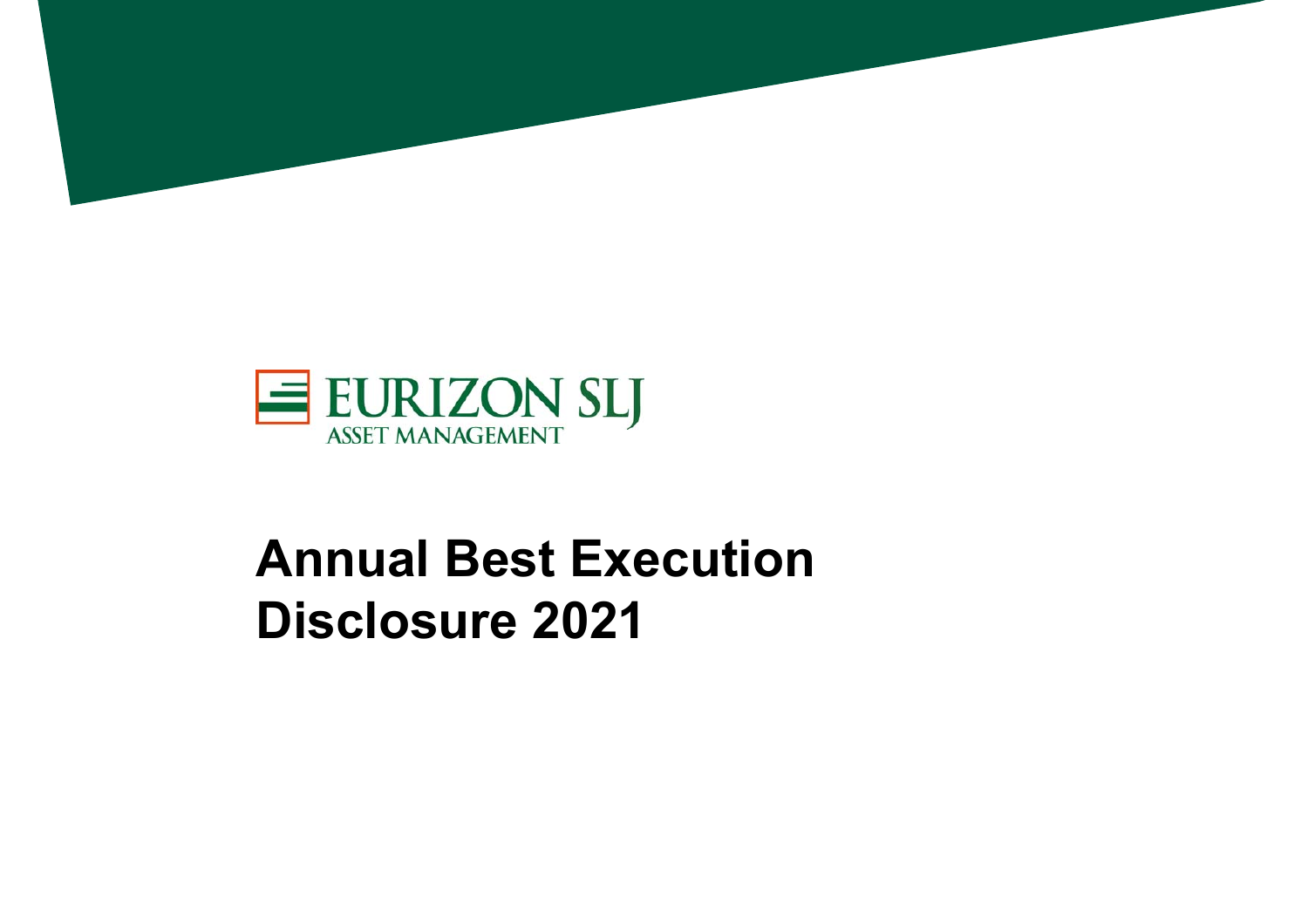EURIZON SLJ
ASSET MANAGEMENT

# Annual Best Execution Disclosure 2021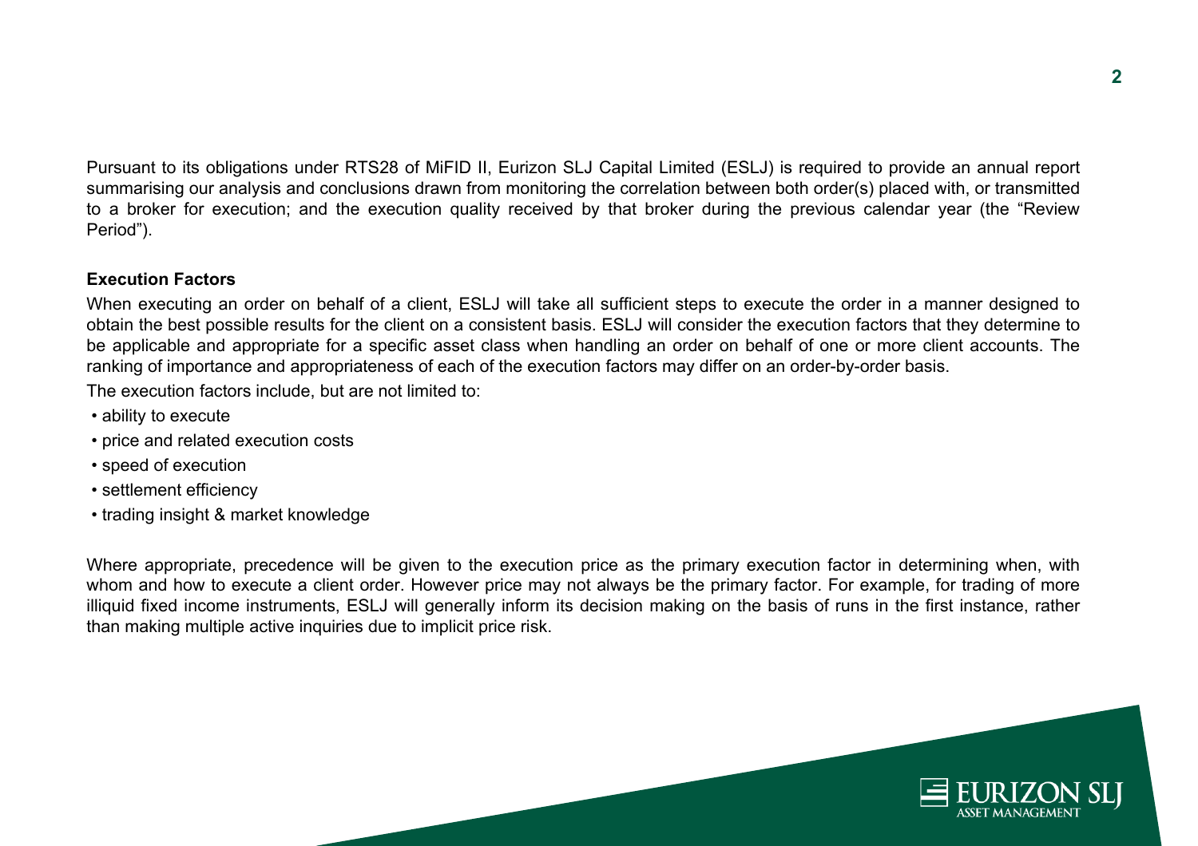Pursuant to its obligations under RTS28 of MiFID II, Eurizon SLJ Capital Limited (ESLJ) is required to provide an annual report summarising our analysis and conclusions drawn from monitoring the correlation between both order(s) placed with, or transmitted to a broker for execution; and the execution quality received by that broker during the previous calendar year (the "Review Period").

**Execution Factors**

When executing an order on behalf of a client, ESLJ will take all sufficient steps to execute the order in a manner designed to obtain the best possible results for the client on a consistent basis. ESLJ will consider the execution factors that they determine to be applicable and appropriate for a specific asset class when handling an order on behalf of one or more client accounts. The ranking of importance and appropriateness of each of the execution factors may differ on an order-by-order basis.

The execution factors include, but are not limited to:

- ability to execute
- price and related execution costs
- speed of execution
- settlement efficiency
- trading insight & market knowledge

Where appropriate, precedence will be given to the execution price as the primary execution factor in determining when, with whom and how to execute a client order. However price may not always be the primary factor. For example, for trading of more illiquid fixed income instruments, ESLJ will generally inform its decision making on the basis of runs in the first instance, rather than making multiple active inquiries due to implicit price risk.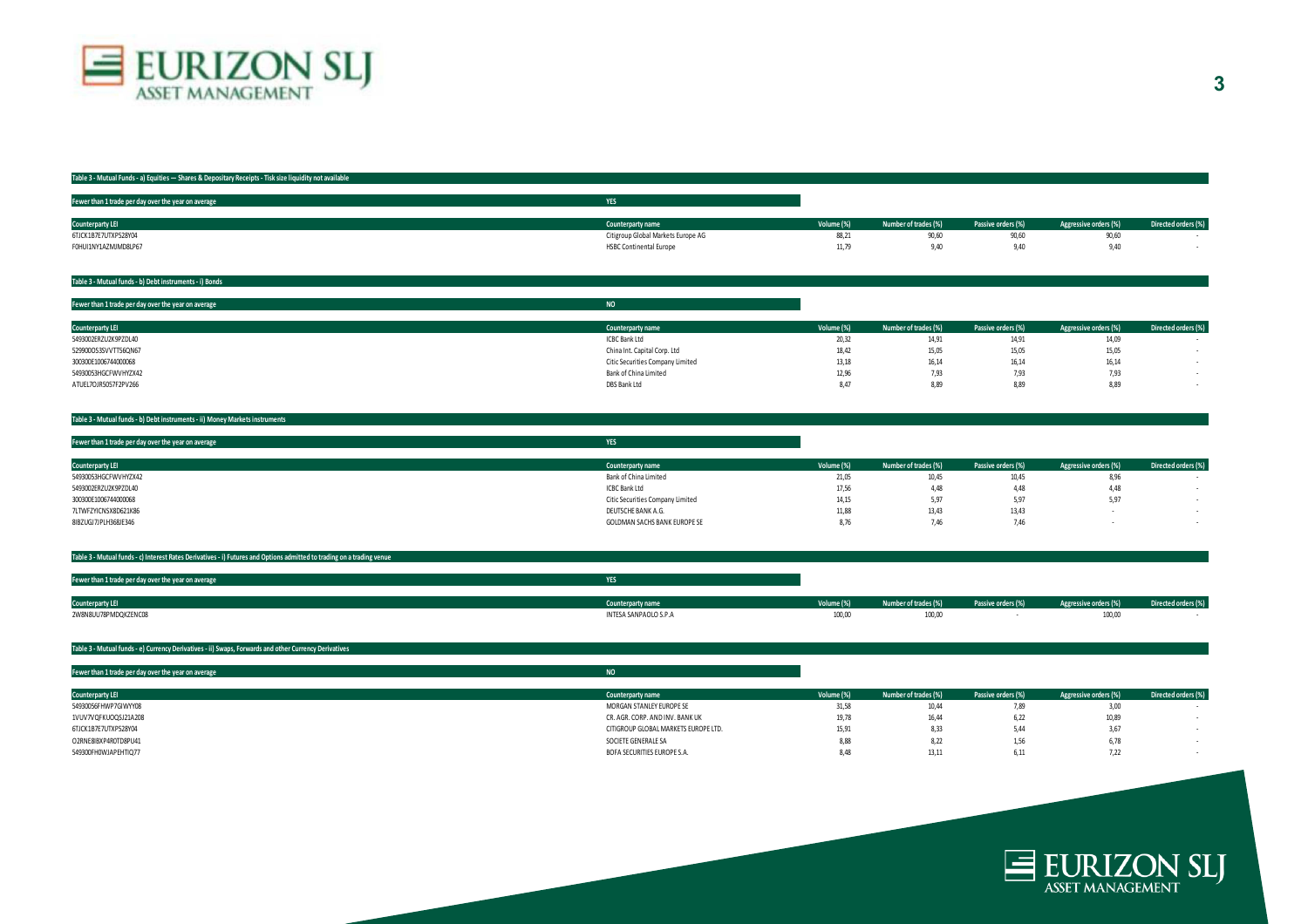## Table 3 - Mutual Funds - a) Equities — Shares & Depositary Receipts - Tisk size liquidity not available

Fewer than 1 trade per day over the year on average: YES

| Counterparty LEI | Counterparty name | Volume (%) | Number of trades (%) | Passive orders (%) | Aggressive orders (%) | Directed orders (%) |
|---|---|---|---|---|---|---|
| 6TJCK1B7E7UTXP528Y04 | Citigroup Global Markets Europe AG | 88,21 | 90,60 | 90,60 | 90,60 | - |
| F0HUI1NY1AZMJMD8LP67 | HSBC Continental Europe | 11,79 | 9,40 | 9,40 | 9,40 | - |

## Table 3 - Mutual funds - b) Debt instruments - i) Bonds

Fewer than 1 trade per day over the year on average: NO

| Counterparty LEI | Counterparty name | Volume (%) | Number of trades (%) | Passive orders (%) | Aggressive orders (%) | Directed orders (%) |
|---|---|---|---|---|---|---|
| 5493002ERZU2K9PZDL40 | ICBC Bank Ltd | 20,32 | 14,91 | 14,91 | 14,09 | - |
| 529900D53SVVTT56QN67 | China Int. Capital Corp. Ltd | 18,42 | 15,05 | 15,05 | 15,05 | - |
| 300300E1006744000068 | Citic Securities Company Limited | 13,18 | 16,14 | 16,14 | 16,14 | - |
| 54930053HGCFWVHYZX42 | Bank of China Limited | 12,96 | 7,93 | 7,93 | 7,93 | - |
| ATUEL7OJR5057F2PV266 | DBS Bank Ltd | 8,47 | 8,89 | 8,89 | 8,89 | - |

## Table 3 - Mutual funds - b) Debt instruments - ii) Money Markets instruments

Fewer than 1 trade per day over the year on average: YES

| Counterparty LEI | Counterparty name | Volume (%) | Number of trades (%) | Passive orders (%) | Aggressive orders (%) | Directed orders (%) |
|---|---|---|---|---|---|---|
| 54930053HGCFWVHYZX42 | Bank of China Limited | 21,05 | 10,45 | 10,45 | 8,96 | - |
| 5493002ERZU2K9PZDL40 | ICBC Bank Ltd | 17,56 | 4,48 | 4,48 | 4,48 | - |
| 300300E1006744000068 | Citic Securities Company Limited | 14,15 | 5,97 | 5,97 | 5,97 | - |
| 7LTWFZYICNSX8D621K86 | DEUTSCHE BANK A.G. | 11,88 | 13,43 | 13,43 | - | - |
| 8IBZUGJ7JPLH368JE346 | GOLDMAN SACHS BANK EUROPE SE | 8,76 | 7,46 | 7,46 | - | - |

## Table 3 - Mutual funds - c) Interest Rates Derivatives - i) Futures and Options admitted to trading on a trading venue

Fewer than 1 trade per day over the year on average: YES

| Counterparty LEI | Counterparty name | Volume (%) | Number of trades (%) | Passive orders (%) | Aggressive orders (%) | Directed orders (%) |
|---|---|---|---|---|---|---|
| 2W8N8UU78PMDQKZENC08 | INTESA SANPAOLO S.P.A | 100,00 | 100,00 | - | 100,00 | - |

## Table 3 - Mutual funds - e) Currency Derivatives - ii) Swaps, Forwards and other Currency Derivatives

Fewer than 1 trade per day over the year on average: NO

| Counterparty LEI | Counterparty name | Volume (%) | Number of trades (%) | Passive orders (%) | Aggressive orders (%) | Directed orders (%) |
|---|---|---|---|---|---|---|
| 54930056FHWP7GIWYY08 | MORGAN STANLEY EUROPE SE | 31,58 | 10,44 | 7,89 | 3,00 | - |
| 1VUV7VQFKUOQSJ21A208 | CR. AGR. CORP. AND INV. BANK UK | 19,78 | 16,44 | 6,22 | 10,89 | - |
| 6TJCK1B7E7UTXP528Y04 | CITIGROUP GLOBAL MARKETS EUROPE LTD. | 15,91 | 8,33 | 5,44 | 3,67 | - |
| O2RNE8IBXP4R0TD8PU41 | SOCIETE GENERALE SA | 8,88 | 8,22 | 1,56 | 6,78 | - |
| 549300FH0WJAPEHTIQ77 | BOFA SECURITIES EUROPE S.A. | 8,48 | 13,11 | 6,11 | 7,22 | - |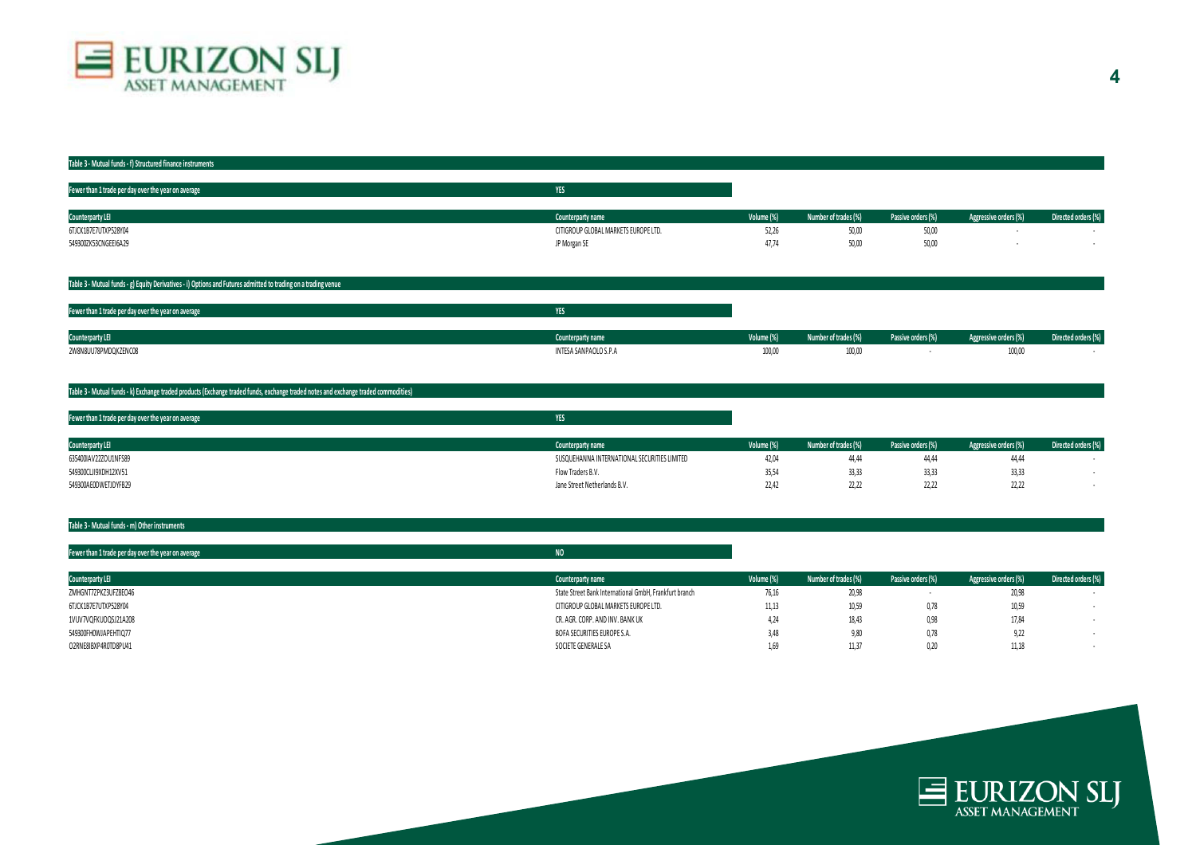## Table 3 - Mutual funds - f) Structured finance instruments

| Fewer than 1 trade per day over the year on average | YES |
|---|---|

| Counterparty LEI | Counterparty name | Volume (%) | Number of trades (%) | Passive orders (%) | Aggressive orders (%) | Directed orders (%) |
|---|---|---|---|---|---|---|
| 6TJCK1B7E7UTXP528Y04 | CITIGROUP GLOBAL MARKETS EUROPE LTD. | 52,26 | 50,00 | 50,00 | - | - |
| 549300ZK53CNGEEI6A29 | JP Morgan SE | 47,74 | 50,00 | 50,00 | - | - |

## Table 3 - Mutual funds - g) Equity Derivatives - i) Options and Futures admitted to trading on a trading venue

| Fewer than 1 trade per day over the year on average | YES |
|---|---|

| Counterparty LEI | Counterparty name | Volume (%) | Number of trades (%) | Passive orders (%) | Aggressive orders (%) | Directed orders (%) |
|---|---|---|---|---|---|---|
| 2W8N8UU78PMDQKZENC08 | INTESA SANPAOLO S.P.A | 100,00 | 100,00 | - | 100,00 | - |

## Table 3 - Mutual funds - k) Exchange traded products (Exchange traded funds, exchange traded notes and exchange traded commodities)

| Fewer than 1 trade per day over the year on average | YES |
|---|---|

| Counterparty LEI | Counterparty name | Volume (%) | Number of trades (%) | Passive orders (%) | Aggressive orders (%) | Directed orders (%) |
|---|---|---|---|---|---|---|
| 635400IAV22ZOU1NFS89 | SUSQUEHANNA INTERNATIONAL SECURITIES LIMITED | 42,04 | 44,44 | 44,44 | 44,44 | - |
| 549300CLJI9XDH12XV51 | Flow Traders B.V. | 35,54 | 33,33 | 33,33 | 33,33 | - |
| 549300AE0DWETJDYFB29 | Jane Street Netherlands B.V. | 22,42 | 22,22 | 22,22 | 22,22 | - |

## Table 3 - Mutual funds - m) Other instruments

| Fewer than 1 trade per day over the year on average | NO |
|---|---|

| Counterparty LEI | Counterparty name | Volume (%) | Number of trades (%) | Passive orders (%) | Aggressive orders (%) | Directed orders (%) |
|---|---|---|---|---|---|---|
| ZMHGNT7ZPKZ3UFZ8EO46 | State Street Bank International GmbH, Frankfurt branch | 76,16 | 20,98 | - | 20,98 | - |
| 6TJCK1B7E7UTXP528Y04 | CITIGROUP GLOBAL MARKETS EUROPE LTD. | 11,13 | 10,59 | 0,78 | 10,59 | - |
| 1VUV7VQFKUOQSJ21A208 | CR. AGR. CORP. AND INV. BANK UK | 4,24 | 18,43 | 0,98 | 17,84 | - |
| 549300FH0WJAPEHTIQ77 | BOFA SECURITIES EUROPE S.A. | 3,48 | 9,80 | 0,78 | 9,22 | - |
| O2RNE8IBXP4R0TD8PU41 | SOCIETE GENERALE SA | 1,69 | 11,37 | 0,20 | 11,18 | - |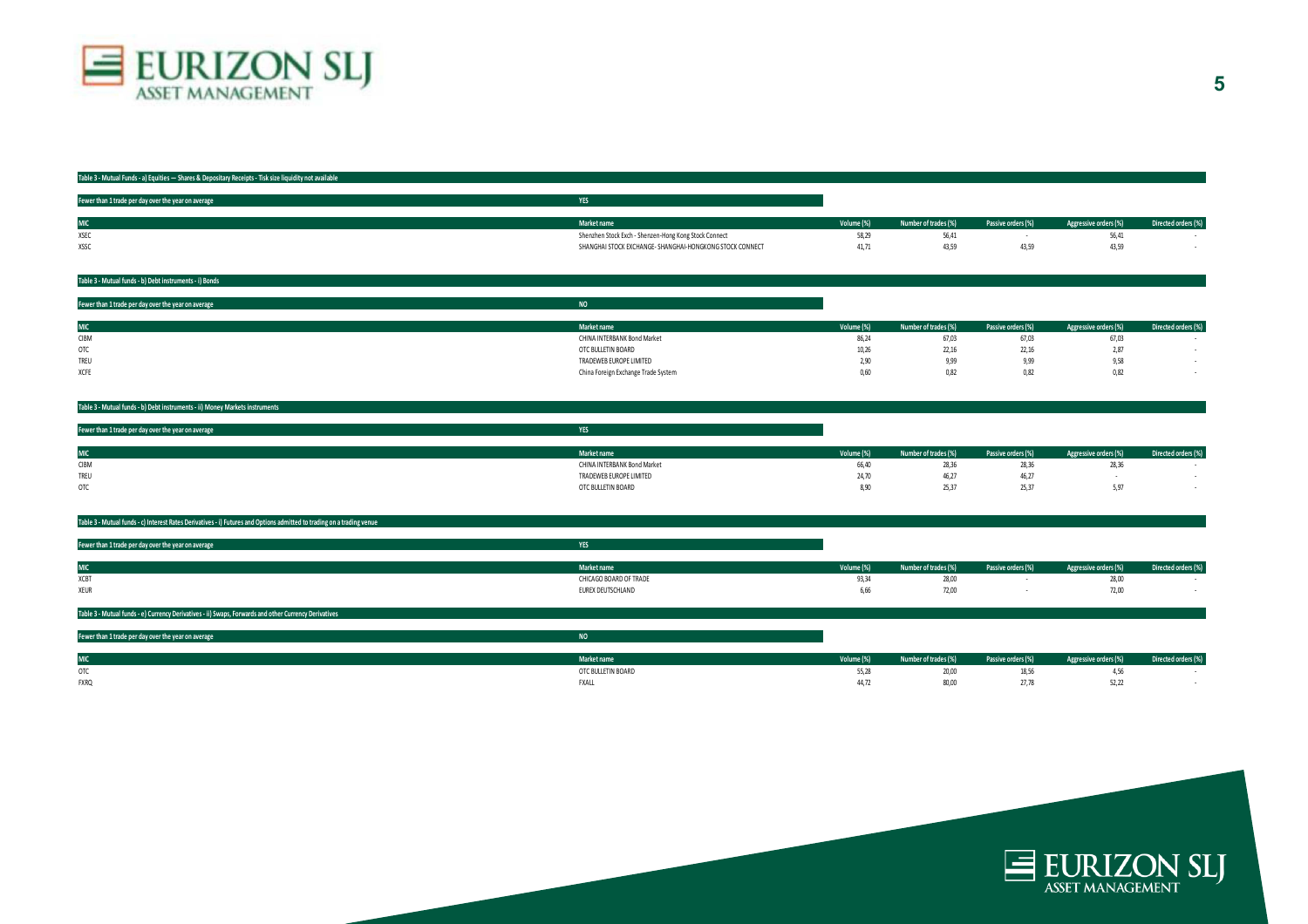**Table 3 - Mutual Funds - a) Equities — Shares & Depositary Receipts - Tisk size liquidity not available**

| Fewer than 1 trade per day over the year on average | YES | | | | | |
|---|---|---|---|---|---|---|
| **MIC** | **Market name** | **Volume (%)** | **Number of trades (%)** | **Passive orders (%)** | **Aggressive orders (%)** | **Directed orders (%)** |
| XSEC | Shenzhen Stock Exch - Shenzen-Hong Kong Stock Connect | 58,29 | 56,41 | - | 56,41 | - |
| XSSC | SHANGHAI STOCK EXCHANGE- SHANGHAI-HONGKONG STOCK CONNECT | 41,71 | 43,59 | 43,59 | 43,59 | - |

**Table 3 - Mutual funds - b) Debt instruments - i) Bonds**

| Fewer than 1 trade per day over the year on average | NO | | | | | |
|---|---|---|---|---|---|---|
| **MIC** | **Market name** | **Volume (%)** | **Number of trades (%)** | **Passive orders (%)** | **Aggressive orders (%)** | **Directed orders (%)** |
| CIBM | CHINA INTERBANK Bond Market | 86,24 | 67,03 | 67,03 | 67,03 | - |
| OTC | OTC BULLETIN BOARD | 10,26 | 22,16 | 22,16 | 2,87 | - |
| TREU | TRADEWEB EUROPE LIMITED | 2,90 | 9,99 | 9,99 | 9,58 | - |
| XCFE | China Foreign Exchange Trade System | 0,60 | 0,82 | 0,82 | 0,82 | - |

**Table 3 - Mutual funds - b) Debt instruments - ii) Money Markets instruments**

| Fewer than 1 trade per day over the year on average | YES | | | | | |
|---|---|---|---|---|---|---|
| **MIC** | **Market name** | **Volume (%)** | **Number of trades (%)** | **Passive orders (%)** | **Aggressive orders (%)** | **Directed orders (%)** |
| CIBM | CHINA INTERBANK Bond Market | 66,40 | 28,36 | 28,36 | 28,36 | - |
| TREU | TRADEWEB EUROPE LIMITED | 24,70 | 46,27 | 46,27 | - | - |
| OTC | OTC BULLETIN BOARD | 8,90 | 25,37 | 25,37 | 5,97 | - |

**Table 3 - Mutual funds - c) Interest Rates Derivatives - i) Futures and Options admitted to trading on a trading venue**

| Fewer than 1 trade per day over the year on average | YES | | | | | |
|---|---|---|---|---|---|---|
| **MIC** | **Market name** | **Volume (%)** | **Number of trades (%)** | **Passive orders (%)** | **Aggressive orders (%)** | **Directed orders (%)** |
| XCBT | CHICAGO BOARD OF TRADE | 93,34 | 28,00 | - | 28,00 | - |
| XEUR | EUREX DEUTSCHLAND | 6,66 | 72,00 | - | 72,00 | - |

**Table 3 - Mutual funds - e) Currency Derivatives - ii) Swaps, Forwards and other Currency Derivatives**

| Fewer than 1 trade per day over the year on average | NO | | | | | |
|---|---|---|---|---|---|---|
| **MIC** | **Market name** | **Volume (%)** | **Number of trades (%)** | **Passive orders (%)** | **Aggressive orders (%)** | **Directed orders (%)** |
| OTC | OTC BULLETIN BOARD | 55,28 | 20,00 | 18,56 | 4,56 | - |
| FXRQ | FXALL | 44,72 | 80,00 | 27,78 | 52,22 | - |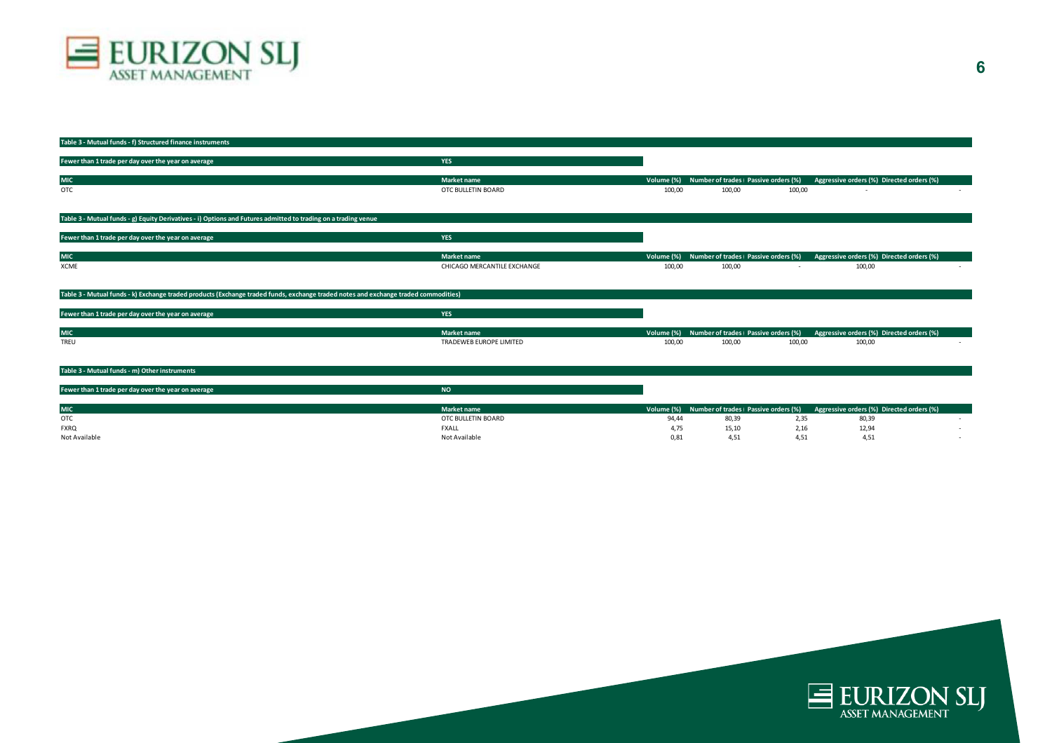**Table 3 - Mutual funds - f) Structured finance instruments**

| Fewer than 1 trade per day over the year on average | YES |
|---|---|

| MIC | Market name | Volume (%) | Number of trades (%) | Passive orders (%) | Aggressive orders (%) | Directed orders (%) |
|---|---|---|---|---|---|---|
| OTC | OTC BULLETIN BOARD | 100,00 | 100,00 | 100,00 | - | - |

**Table 3 - Mutual funds - g) Equity Derivatives - i) Options and Futures admitted to trading on a trading venue**

| Fewer than 1 trade per day over the year on average | YES |
|---|---|

| MIC | Market name | Volume (%) | Number of trades (%) | Passive orders (%) | Aggressive orders (%) | Directed orders (%) |
|---|---|---|---|---|---|---|
| XCME | CHICAGO MERCANTILE EXCHANGE | 100,00 | 100,00 | - | 100,00 | - |

**Table 3 - Mutual funds - k) Exchange traded products (Exchange traded funds, exchange traded notes and exchange traded commodities)**

| Fewer than 1 trade per day over the year on average | YES |
|---|---|

| MIC | Market name | Volume (%) | Number of trades (%) | Passive orders (%) | Aggressive orders (%) | Directed orders (%) |
|---|---|---|---|---|---|---|
| TREU | TRADEWEB EUROPE LIMITED | 100,00 | 100,00 | 100,00 | 100,00 | - |

**Table 3 - Mutual funds - m) Other instruments**

| Fewer than 1 trade per day over the year on average | NO |
|---|---|

| MIC | Market name | Volume (%) | Number of trades (%) | Passive orders (%) | Aggressive orders (%) | Directed orders (%) |
|---|---|---|---|---|---|---|
| OTC | OTC BULLETIN BOARD | 94,44 | 80,39 | 2,35 | 80,39 | - |
| FXRQ | FXALL | 4,75 | 15,10 | 2,16 | 12,94 | - |
| Not Available | Not Available | 0,81 | 4,51 | 4,51 | 4,51 | - |